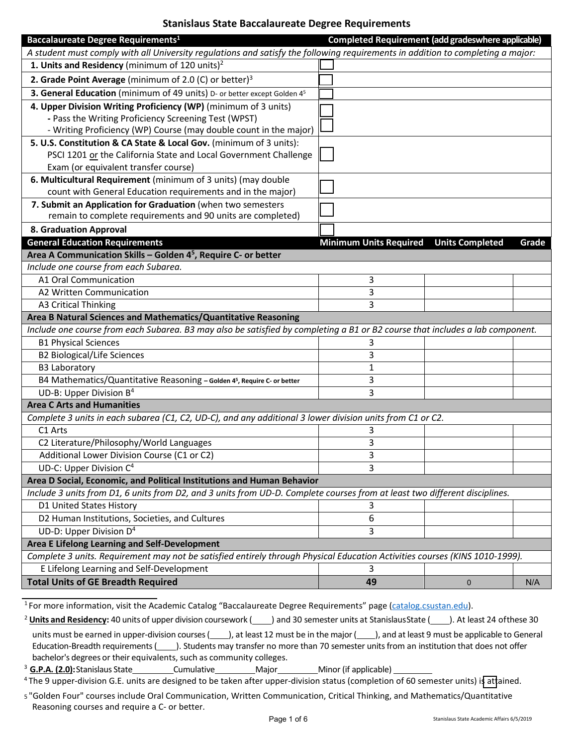# Stanislaus State Baccalaureate Degree Requirements

| Baccalaureate Degree Requirements[1] | Completed Requirement (add gradeswhere applicable) |
|---|---|
| *A student must comply with all University regulations and satisfy the following requirements in addition to completing a major:* | |
| **1. Units and Residency** (minimum of 120 units)[2] | ☐ |
| **2. Grade Point Average** (minimum of 2.0 (C) or better)[3] | ☐ |
| **3. General Education** (minimum of 49 units) D- or better except Golden 4[5] | ☐ |
| **4. Upper Division Writing Proficiency (WP)** (minimum of 3 units)<br>- Pass the Writing Proficiency Screening Test (WPST)<br>- Writing Proficiency (WP) Course (may double count in the major) | ☐<br>☐ |
| **5. U.S. Constitution & CA State & Local Gov.** (minimum of 3 units): PSCI 1201 or the California State and Local Government Challenge Exam (or equivalent transfer course) | ☐ |
| **6. Multicultural Requirement** (minimum of 3 units) (may double count with General Education requirements and in the major) | ☐ |
| **7. Submit an Application for Graduation** (when two semesters remain to complete requirements and 90 units are completed) | ☐ |
| **8. Graduation Approval** | ☐ |

| General Education Requirements | Minimum Units Required | Units Completed | Grade |
|---|---|---|---|
| **Area A Communication Skills – Golden 4[5], Require C- or better** | | | |
| *Include one course from each Subarea.* | | | |
| A1 Oral Communication | 3 | | |
| A2 Written Communication | 3 | | |
| A3 Critical Thinking | 3 | | |
| **Area B Natural Sciences and Mathematics/Quantitative Reasoning** | | | |
| *Include one course from each Subarea. B3 may also be satisfied by completing a B1 or B2 course that includes a lab component.* | | | |
| B1 Physical Sciences | 3 | | |
| B2 Biological/Life Sciences | 3 | | |
| B3 Laboratory | 1 | | |
| B4 Mathematics/Quantitative Reasoning – Golden 4[5], Require C- or better | 3 | | |
| UD-B: Upper Division B[4] | 3 | | |
| **Area C Arts and Humanities** | | | |
| *Complete 3 units in each subarea (C1, C2, UD-C), and any additional 3 lower division units from C1 or C2.* | | | |
| C1 Arts | 3 | | |
| C2 Literature/Philosophy/World Languages | 3 | | |
| Additional Lower Division Course (C1 or C2) | 3 | | |
| UD-C: Upper Division C[4] | 3 | | |
| **Area D Social, Economic, and Political Institutions and Human Behavior** | | | |
| *Include 3 units from D1, 6 units from D2, and 3 units from UD-D. Complete courses from at least two different disciplines.* | | | |
| D1 United States History | 3 | | |
| D2 Human Institutions, Societies, and Cultures | 6 | | |
| UD-D: Upper Division D[4] | 3 | | |
| **Area E Lifelong Learning and Self-Development** | | | |
| *Complete 3 units. Requirement may not be satisfied entirely through Physical Education Activities courses (KINS 1010-1999).* | | | |
| E Lifelong Learning and Self-Development | 3 | | |
| **Total Units of GE Breadth Required** | **49** | 0 | N/A |

[1] For more information, visit the Academic Catalog "Baccalaureate Degree Requirements" page (catalog.csustan.edu).

[2] **Units and Residency:** 40 units of upper division coursework (____) and 30 semester units at Stanislaus State (____). At least 24 of these 30 units must be earned in upper-division courses (____), at least 12 must be in the major (____), and at least 9 must be applicable to General Education-Breadth requirements (____). Students may transfer no more than 70 semester units from an institution that does not offer bachelor's degrees or their equivalents, such as community colleges.

[3] **G.P.A. (2.0):** Stanislaus State_________ Cumulative_________ Major_________ Minor (if applicable) _________

[4] The 9 upper-division G.E. units are designed to be taken after upper-division status (completion of 60 semester units) is attained.

[5] "Golden Four" courses include Oral Communication, Written Communication, Critical Thinking, and Mathematics/Quantitative Reasoning courses and require a C- or better.

Stanislaus State Academic Affairs 6/5/2019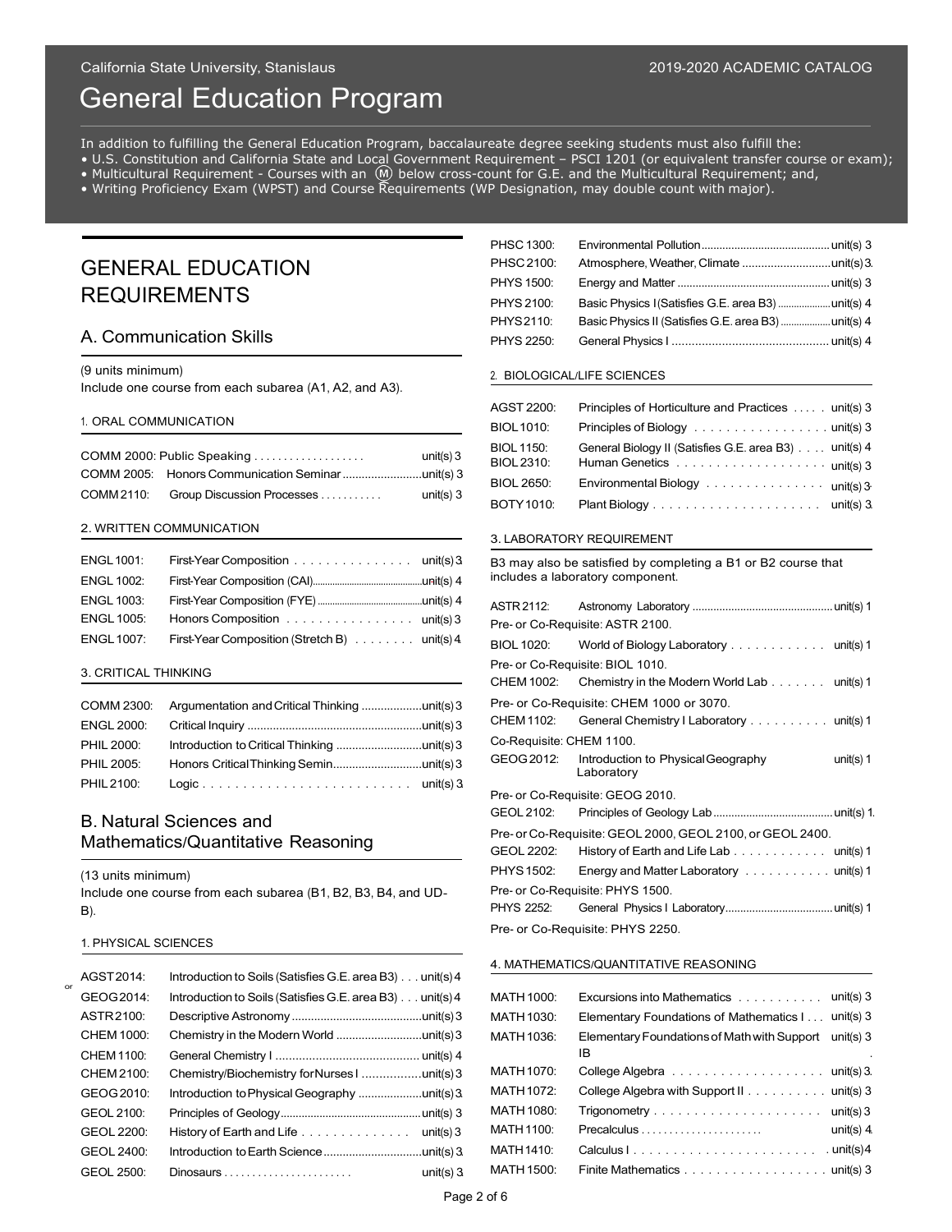# General Education Program

In addition to fulfilling the General Education Program, baccalaureate degree seeking students must also fulfill the:

- U.S. Constitution and California State and Local Government Requirement – PSCI 1201 (or equivalent transfer course or exam);
- Multicultural Requirement - Courses with an Ⓜ below cross-count for G.E. and the Multicultural Requirement; and,
- Writing Proficiency Exam (WPST) and Course Requirements (WP Designation, may double count with major).

## GENERAL EDUCATION REQUIREMENTS

### A. Communication Skills

(9 units minimum)
Include one course from each subarea (A1, A2, and A3).

#### 1. ORAL COMMUNICATION

| Course | Title | Units |
|---|---|---|
| COMM 2000: | Public Speaking | unit(s) 3 |
| COMM 2005: | Honors Communication Seminar | unit(s) 3 |
| COMM 2110: | Group Discussion Processes | unit(s) 3 |

#### 2. WRITTEN COMMUNICATION

| Course | Title | Units |
|---|---|---|
| ENGL 1001: | First-Year Composition | unit(s) 3 |
| ENGL 1002: | First-Year Composition (CAI) | unit(s) 4 |
| ENGL 1003: | First-Year Composition (FYE) | unit(s) 4 |
| ENGL 1005: | Honors Composition | unit(s) 3 |
| ENGL 1007: | First-Year Composition (Stretch B) | unit(s) 4 |

#### 3. CRITICAL THINKING

| Course | Title | Units |
|---|---|---|
| COMM 2300: | Argumentation and Critical Thinking | unit(s) 3 |
| ENGL 2000: | Critical Inquiry | unit(s) 3 |
| PHIL 2000: | Introduction to Critical Thinking | unit(s) 3 |
| PHIL 2005: | Honors Critical Thinking Semin | unit(s) 3 |
| PHIL 2100: | Logic | unit(s) 3 |

### B. Natural Sciences and Mathematics/Quantitative Reasoning

(13 units minimum)
Include one course from each subarea (B1, B2, B3, B4, and UD-B).

#### 1. PHYSICAL SCIENCES

| Course | Title | Units |
|---|---|---|
| AGST 2014: | Introduction to Soils (Satisfies G.E. area B3) | unit(s) 4 |
| or GEOG 2014: | Introduction to Soils (Satisfies G.E. area B3) | unit(s) 4 |
| ASTR 2100: | Descriptive Astronomy | unit(s) 3 |
| CHEM 1000: | Chemistry in the Modern World | unit(s) 3 |
| CHEM 1100: | General Chemistry I | unit(s) 4 |
| CHEM 2100: | Chemistry/Biochemistry for Nurses I | unit(s) 3 |
| GEOG 2010: | Introduction to Physical Geography | unit(s) 3 |
| GEOL 2100: | Principles of Geology | unit(s) 3 |
| GEOL 2200: | History of Earth and Life | unit(s) 3 |
| GEOL 2400: | Introduction to Earth Science | unit(s) 3 |
| GEOL 2500: | Dinosaurs | unit(s) 3 |
| PHSC 1300: | Environmental Pollution | unit(s) 3 |
| PHSC 2100: | Atmosphere, Weather, Climate | unit(s) 3 |
| PHYS 1500: | Energy and Matter | unit(s) 3 |
| PHYS 2100: | Basic Physics I (Satisfies G.E. area B3) | unit(s) 4 |
| PHYS 2110: | Basic Physics II (Satisfies G.E. area B3) | unit(s) 4 |
| PHYS 2250: | General Physics I | unit(s) 4 |

#### 2. BIOLOGICAL/LIFE SCIENCES

| Course | Title | Units |
|---|---|---|
| AGST 2200: | Principles of Horticulture and Practices | unit(s) 3 |
| BIOL 1010: | Principles of Biology | unit(s) 3 |
| BIOL 1150: | General Biology II (Satisfies G.E. area B3) | unit(s) 4 |
| BIOL 2310: | Human Genetics | unit(s) 3 |
| BIOL 2650: | Environmental Biology | unit(s) 3 |
| BOTY 1010: | Plant Biology | unit(s) 3 |

#### 3. LABORATORY REQUIREMENT

B3 may also be satisfied by completing a B1 or B2 course that includes a laboratory component.

| Course | Title | Units |
|---|---|---|
| ASTR 2112: | Astronomy Laboratory | unit(s) 1 |
| | Pre- or Co-Requisite: ASTR 2100. | |
| BIOL 1020: | World of Biology Laboratory | unit(s) 1 |
| | Pre- or Co-Requisite: BIOL 1010. | |
| CHEM 1002: | Chemistry in the Modern World Lab | unit(s) 1 |
| | Pre- or Co-Requisite: CHEM 1000 or 3070. | |
| CHEM 1102: | General Chemistry I Laboratory | unit(s) 1 |
| | Co-Requisite: CHEM 1100. | |
| GEOG 2012: | Introduction to Physical Geography Laboratory | unit(s) 1 |
| | Pre- or Co-Requisite: GEOG 2010. | |
| GEOL 2102: | Principles of Geology Lab | unit(s) 1 |
| | Pre- or Co-Requisite: GEOL 2000, GEOL 2100, or GEOL 2400. | |
| GEOL 2202: | History of Earth and Life Lab | unit(s) 1 |
| PHYS 1502: | Energy and Matter Laboratory | unit(s) 1 |
| | Pre- or Co-Requisite: PHYS 1500. | |
| PHYS 2252: | General Physics I Laboratory | unit(s) 1 |
| | Pre- or Co-Requisite: PHYS 2250. | |

#### 4. MATHEMATICS/QUANTITATIVE REASONING

| Course | Title | Units |
|---|---|---|
| MATH 1000: | Excursions into Mathematics | unit(s) 3 |
| MATH 1030: | Elementary Foundations of Mathematics I | unit(s) 3 |
| MATH 1036: | Elementary Foundations of Math with Support IB | unit(s) 3 |
| MATH 1070: | College Algebra | unit(s) 3 |
| MATH 1072: | College Algebra with Support II | unit(s) 3 |
| MATH 1080: | Trigonometry | unit(s) 3 |
| MATH 1100: | Precalculus | unit(s) 4 |
| MATH 1410: | Calculus I | unit(s) 4 |
| MATH 1500: | Finite Mathematics | unit(s) 3 |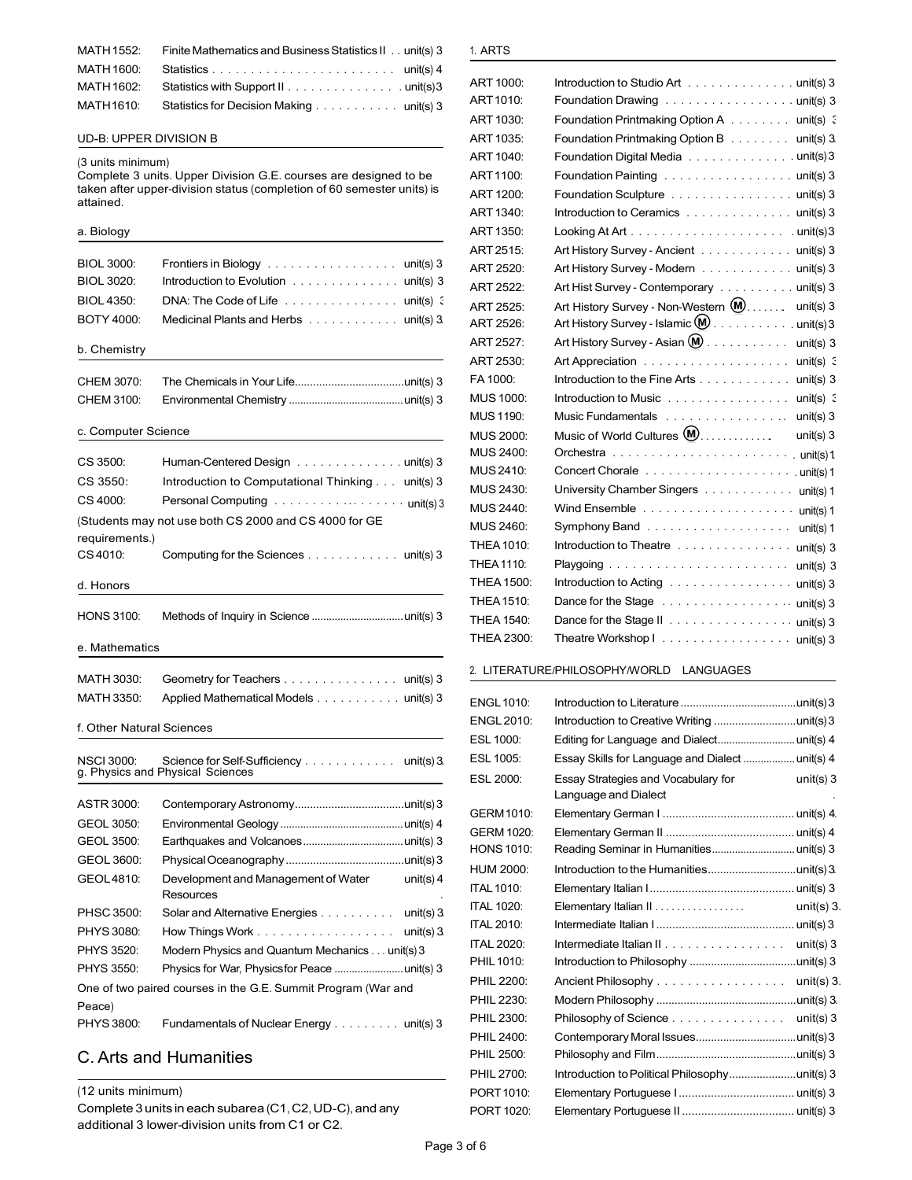| | | |
|---|---|---|
| MATH 1552: | Finite Mathematics and Business Statistics II | unit(s) 3 |
| MATH 1600: | Statistics | unit(s) 4 |
| MATH 1602: | Statistics with Support II | unit(s) 3 |
| MATH 1610: | Statistics for Decision Making | unit(s) 3 |

### UD-B: UPPER DIVISION B

(3 units minimum)
Complete 3 units. Upper Division G.E. courses are designed to be taken after upper-division status (completion of 60 semester units) is attained.

#### a. Biology

| | | |
|---|---|---|
| BIOL 3000: | Frontiers in Biology | unit(s) 3 |
| BIOL 3020: | Introduction to Evolution | unit(s) 3 |
| BIOL 4350: | DNA: The Code of Life | unit(s) 3 |
| BOTY 4000: | Medicinal Plants and Herbs | unit(s) 3 |

#### b. Chemistry

| | | |
|---|---|---|
| CHEM 3070: | The Chemicals in Your Life | unit(s) 3 |
| CHEM 3100: | Environmental Chemistry | unit(s) 3 |

#### c. Computer Science

| | | |
|---|---|---|
| CS 3500: | Human-Centered Design | unit(s) 3 |
| CS 3550: | Introduction to Computational Thinking | unit(s) 3 |
| CS 4000: | Personal Computing | unit(s) 3 |

(Students may not use both CS 2000 and CS 4000 for GE requirements.)

| | | |
|---|---|---|
| CS 4010: | Computing for the Sciences | unit(s) 3 |

#### d. Honors

| | | |
|---|---|---|
| HONS 3100: | Methods of Inquiry in Science | unit(s) 3 |

#### e. Mathematics

| | | |
|---|---|---|
| MATH 3030: | Geometry for Teachers | unit(s) 3 |
| MATH 3350: | Applied Mathematical Models | unit(s) 3 |

#### f. Other Natural Sciences

| | | |
|---|---|---|
| NSCI 3000: | Science for Self-Sufficiency | unit(s) 3 |

#### g. Physics and Physical Sciences

| | | |
|---|---|---|
| ASTR 3000: | Contemporary Astronomy | unit(s) 3 |
| GEOL 3050: | Environmental Geology | unit(s) 4 |
| GEOL 3500: | Earthquakes and Volcanoes | unit(s) 3 |
| GEOL 3600: | Physical Oceanography | unit(s) 3 |
| GEOL 4810: | Development and Management of Water Resources | unit(s) 4 |
| PHSC 3500: | Solar and Alternative Energies | unit(s) 3 |
| PHYS 3080: | How Things Work | unit(s) 3 |
| PHYS 3520: | Modern Physics and Quantum Mechanics | unit(s) 3 |
| PHYS 3550: | Physics for War, Physics for Peace | unit(s) 3 |

One of two paired courses in the G.E. Summit Program (War and Peace)

| | | |
|---|---|---|
| PHYS 3800: | Fundamentals of Nuclear Energy | unit(s) 3 |

## C. Arts and Humanities

(12 units minimum)
Complete 3 units in each subarea (C1, C2, UD-C), and any additional 3 lower-division units from C1 or C2.

### 1. ARTS

| | | |
|---|---|---|
| ART 1000: | Introduction to Studio Art | unit(s) 3 |
| ART 1010: | Foundation Drawing | unit(s) 3 |
| ART 1030: | Foundation Printmaking Option A | unit(s) 3 |
| ART 1035: | Foundation Printmaking Option B | unit(s) 3 |
| ART 1040: | Foundation Digital Media | unit(s) 3 |
| ART 1100: | Foundation Painting | unit(s) 3 |
| ART 1200: | Foundation Sculpture | unit(s) 3 |
| ART 1340: | Introduction to Ceramics | unit(s) 3 |
| ART 1350: | Looking At Art | unit(s) 3 |
| ART 2515: | Art History Survey - Ancient | unit(s) 3 |
| ART 2520: | Art History Survey - Modern | unit(s) 3 |
| ART 2522: | Art Hist Survey - Contemporary | unit(s) 3 |
| ART 2525: | Art History Survey - Non-Western (M) | unit(s) 3 |
| ART 2526: | Art History Survey - Islamic (M) | unit(s) 3 |
| ART 2527: | Art History Survey - Asian (M) | unit(s) 3 |
| ART 2530: | Art Appreciation | unit(s) 3 |
| FA 1000: | Introduction to the Fine Arts | unit(s) 3 |
| MUS 1000: | Introduction to Music | unit(s) 3 |
| MUS 1190: | Music Fundamentals | unit(s) 3 |
| MUS 2000: | Music of World Cultures (M) | unit(s) 3 |
| MUS 2400: | Orchestra | unit(s) 1 |
| MUS 2410: | Concert Chorale | unit(s) 1 |
| MUS 2430: | University Chamber Singers | unit(s) 1 |
| MUS 2440: | Wind Ensemble | unit(s) 1 |
| MUS 2460: | Symphony Band | unit(s) 1 |
| THEA 1010: | Introduction to Theatre | unit(s) 3 |
| THEA 1110: | Playgoing | unit(s) 3 |
| THEA 1500: | Introduction to Acting | unit(s) 3 |
| THEA 1510: | Dance for the Stage | unit(s) 3 |
| THEA 1540: | Dance for the Stage II | unit(s) 3 |
| THEA 2300: | Theatre Workshop I | unit(s) 3 |

### 2. LITERATURE/PHILOSOPHY/WORLD LANGUAGES

| | | |
|---|---|---|
| ENGL 1010: | Introduction to Literature | unit(s) 3 |
| ENGL 2010: | Introduction to Creative Writing | unit(s) 3 |
| ESL 1000: | Editing for Language and Dialect | unit(s) 4 |
| ESL 1005: | Essay Skills for Language and Dialect | unit(s) 4 |
| ESL 2000: | Essay Strategies and Vocabulary for Language and Dialect | unit(s) 3 |
| GERM 1010: | Elementary German I | unit(s) 4 |
| GERM 1020: | Elementary German II | unit(s) 4 |
| HONS 1010: | Reading Seminar in Humanities | unit(s) 3 |
| HUM 2000: | Introduction to the Humanities | unit(s) 3 |
| ITAL 1010: | Elementary Italian I | unit(s) 3 |
| ITAL 1020: | Elementary Italian II | unit(s) 3 |
| ITAL 2010: | Intermediate Italian I | unit(s) 3 |
| ITAL 2020: | Intermediate Italian II | unit(s) 3 |
| PHIL 1010: | Introduction to Philosophy | unit(s) 3 |
| PHIL 2200: | Ancient Philosophy | unit(s) 3 |
| PHIL 2230: | Modern Philosophy | unit(s) 3 |
| PHIL 2300: | Philosophy of Science | unit(s) 3 |
| PHIL 2400: | Contemporary Moral Issues | unit(s) 3 |
| PHIL 2500: | Philosophy and Film | unit(s) 3 |
| PHIL 2700: | Introduction to Political Philosophy | unit(s) 3 |
| PORT 1010: | Elementary Portuguese I | unit(s) 3 |
| PORT 1020: | Elementary Portuguese II | unit(s) 3 |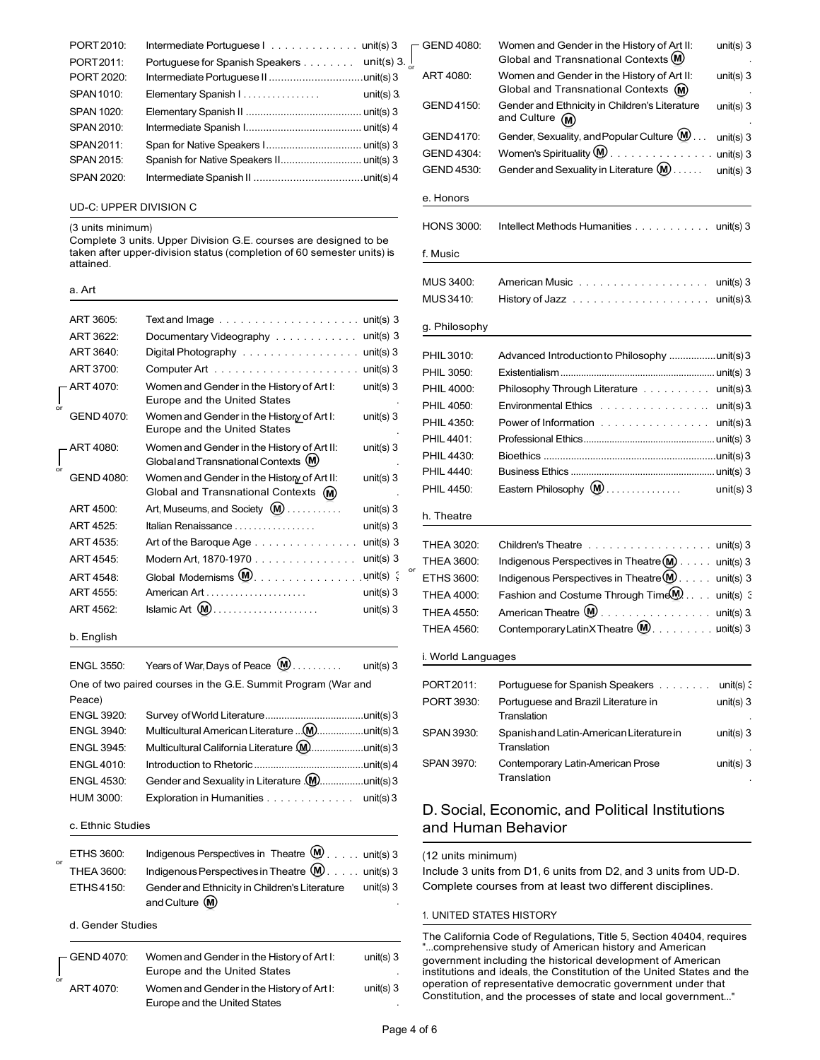| | | |
|---|---|---|
| PORT 2010: | Intermediate Portuguese I | unit(s) 3 |
| PORT 2011: | Portuguese for Spanish Speakers | unit(s) 3 |
| PORT 2020: | Intermediate Portuguese II | unit(s) 3 |
| SPAN 1010: | Elementary Spanish I | unit(s) 3 |
| SPAN 1020: | Elementary Spanish II | unit(s) 3 |
| SPAN 2010: | Intermediate Spanish I | unit(s) 4 |
| SPAN 2011: | Span for Native Speakers I | unit(s) 3 |
| SPAN 2015: | Spanish for Native Speakers II | unit(s) 3 |
| SPAN 2020: | Intermediate Spanish II | unit(s) 4 |

UD-C: UPPER DIVISION C

(3 units minimum)
Complete 3 units. Upper Division G.E. courses are designed to be taken after upper-division status (completion of 60 semester units) is attained.

a. Art

| | | |
|---|---|---|
| ART 3605: | Text and Image | unit(s) 3 |
| ART 3622: | Documentary Videography | unit(s) 3 |
| ART 3640: | Digital Photography | unit(s) 3 |
| ART 3700: | Computer Art | unit(s) 3 |
| ART 4070: | Women and Gender in the History of Art I: Europe and the United States | unit(s) 3 |
| or GEND 4070: | Women and Gender in the History of Art I: Europe and the United States | unit(s) 3 |
| ART 4080: | Women and Gender in the History of Art II: Global and Transnational Contexts (M) | unit(s) 3 |
| or GEND 4080: | Women and Gender in the History of Art II: Global and Transnational Contexts (M) | unit(s) 3 |
| ART 4500: | Art, Museums, and Society (M) | unit(s) 3 |
| ART 4525: | Italian Renaissance | unit(s) 3 |
| ART 4535: | Art of the Baroque Age | unit(s) 3 |
| ART 4545: | Modern Art, 1870-1970 | unit(s) 3 |
| ART 4548: | Global Modernisms (M) | unit(s) 3 |
| ART 4555: | American Art | unit(s) 3 |
| ART 4562: | Islamic Art (M) | unit(s) 3 |

b. English

| | | |
|---|---|---|
| ENGL 3550: | Years of War, Days of Peace (M) | unit(s) 3 |

One of two paired courses in the G.E. Summit Program (War and Peace)

| | | |
|---|---|---|
| ENGL 3920: | Survey of World Literature | unit(s) 3 |
| ENGL 3940: | Multicultural American Literature (M) | unit(s) 3 |
| ENGL 3945: | Multicultural California Literature (M) | unit(s) 3 |
| ENGL 4010: | Introduction to Rhetoric | unit(s) 4 |
| ENGL 4530: | Gender and Sexuality in Literature (M) | unit(s) 3 |
| HUM 3000: | Exploration in Humanities | unit(s) 3 |

c. Ethnic Studies

| | | |
|---|---|---|
| ETHS 3600: | Indigenous Perspectives in Theatre (M) | unit(s) 3 |
| or THEA 3600: | Indigenous Perspectives in Theatre (M) | unit(s) 3 |
| ETHS 4150: | Gender and Ethnicity in Children's Literature and Culture (M) | unit(s) 3 |

d. Gender Studies

| | | |
|---|---|---|
| GEND 4070: | Women and Gender in the History of Art I: Europe and the United States | unit(s) 3 |
| or ART 4070: | Women and Gender in the History of Art I: Europe and the United States | unit(s) 3 |
| GEND 4080: | Women and Gender in the History of Art II: Global and Transnational Contexts (M) | unit(s) 3 |
| or ART 4080: | Women and Gender in the History of Art II: Global and Transnational Contexts (M) | unit(s) 3 |
| GEND 4150: | Gender and Ethnicity in Children's Literature and Culture (M) | unit(s) 3 |
| GEND 4170: | Gender, Sexuality, and Popular Culture (M) | unit(s) 3 |
| GEND 4304: | Women's Spirituality (M) | unit(s) 3 |
| GEND 4530: | Gender and Sexuality in Literature (M) | unit(s) 3 |

e. Honors

| | | |
|---|---|---|
| HONS 3000: | Intellect Methods Humanities | unit(s) 3 |

f. Music

| | | |
|---|---|---|
| MUS 3400: | American Music | unit(s) 3 |
| MUS 3410: | History of Jazz | unit(s) 3 |

g. Philosophy

| | | |
|---|---|---|
| PHIL 3010: | Advanced Introduction to Philosophy | unit(s) 3 |
| PHIL 3050: | Existentialism | unit(s) 3 |
| PHIL 4000: | Philosophy Through Literature | unit(s) 3 |
| PHIL 4050: | Environmental Ethics | unit(s) 3 |
| PHIL 4350: | Power of Information | unit(s) 3 |
| PHIL 4401: | Professional Ethics | unit(s) 3 |
| PHIL 4430: | Bioethics | unit(s) 3 |
| PHIL 4440: | Business Ethics | unit(s) 3 |
| PHIL 4450: | Eastern Philosophy (M) | unit(s) 3 |

h. Theatre

| | | |
|---|---|---|
| THEA 3020: | Children's Theatre | unit(s) 3 |
| THEA 3600: | Indigenous Perspectives in Theatre (M) | unit(s) 3 |
| or ETHS 3600: | Indigenous Perspectives in Theatre (M) | unit(s) 3 |
| THEA 4000: | Fashion and Costume Through Time (M) | unit(s) 3 |
| THEA 4550: | American Theatre (M) | unit(s) 3 |
| THEA 4560: | Contemporary LatinX Theatre (M) | unit(s) 3 |

i. World Languages

| | | |
|---|---|---|
| PORT 2011: | Portuguese for Spanish Speakers | unit(s) 3 |
| PORT 3930: | Portuguese and Brazil Literature in Translation | unit(s) 3 |
| SPAN 3930: | Spanish and Latin-American Literature in Translation | unit(s) 3 |
| SPAN 3970: | Contemporary Latin-American Prose Translation | unit(s) 3 |

## D. Social, Economic, and Political Institutions and Human Behavior

(12 units minimum)
Include 3 units from D1, 6 units from D2, and 3 units from UD-D. Complete courses from at least two different disciplines.

1. UNITED STATES HISTORY

The California Code of Regulations, Title 5, Section 40404, requires "...comprehensive study of American history and American government including the historical development of American institutions and ideals, the Constitution of the United States and the operation of representative democratic government under that Constitution, and the processes of state and local government..."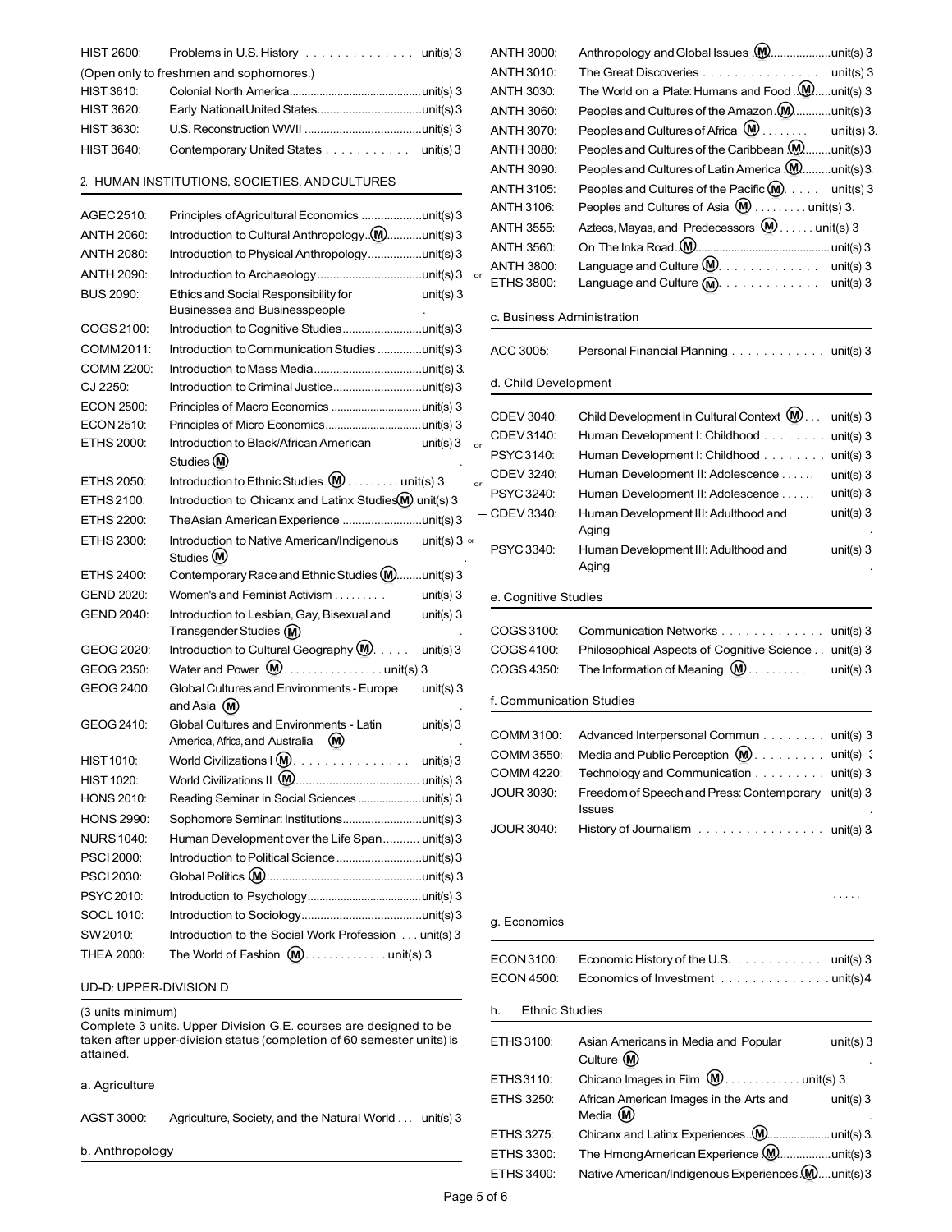| | | |
|---|---|---|
| HIST 2600: | Problems in U.S. History | unit(s) 3 |

(Open only to freshmen and sophomores.)

| | | |
|---|---|---|
| HIST 3610: | Colonial North America | unit(s) 3 |
| HIST 3620: | Early National United States | unit(s) 3 |
| HIST 3630: | U.S. Reconstruction WWII | unit(s) 3 |
| HIST 3640: | Contemporary United States | unit(s) 3 |

## 2. HUMAN INSTITUTIONS, SOCIETIES, AND CULTURES

| | | |
|---|---|---|
| AGEC 2510: | Principles of Agricultural Economics | unit(s) 3 |
| ANTH 2060: | Introduction to Cultural Anthropology (M) | unit(s) 3 |
| ANTH 2080: | Introduction to Physical Anthropology | unit(s) 3 |
| ANTH 2090: | Introduction to Archaeology | unit(s) 3 |
| BUS 2090: | Ethics and Social Responsibility for Businesses and Businesspeople | unit(s) 3 |
| COGS 2100: | Introduction to Cognitive Studies | unit(s) 3 |
| COMM 2011: | Introduction to Communication Studies | unit(s) 3 |
| COMM 2200: | Introduction to Mass Media | unit(s) 3 |
| CJ 2250: | Introduction to Criminal Justice | unit(s) 3 |
| ECON 2500: | Principles of Macro Economics | unit(s) 3 |
| ECON 2510: | Principles of Micro Economics | unit(s) 3 |
| ETHS 2000: | Introduction to Black/African American Studies (M) | unit(s) 3 |
| ETHS 2050: | Introduction to Ethnic Studies (M) | unit(s) 3 |
| ETHS 2100: | Introduction to Chicanx and Latinx Studies (M) | unit(s) 3 |
| ETHS 2200: | The Asian American Experience | unit(s) 3 |
| ETHS 2300: | Introduction to Native American/Indigenous Studies (M) | unit(s) 3 |
| ETHS 2400: | Contemporary Race and Ethnic Studies (M) | unit(s) 3 |
| GEND 2020: | Women's and Feminist Activism | unit(s) 3 |
| GEND 2040: | Introduction to Lesbian, Gay, Bisexual and Transgender Studies (M) | unit(s) 3 |
| GEOG 2020: | Introduction to Cultural Geography (M) | unit(s) 3 |
| GEOG 2350: | Water and Power (M) | unit(s) 3 |
| GEOG 2400: | Global Cultures and Environments - Europe and Asia (M) | unit(s) 3 |
| GEOG 2410: | Global Cultures and Environments - Latin America, Africa, and Australia (M) | unit(s) 3 |
| HIST 1010: | World Civilizations I (M) | unit(s) 3 |
| HIST 1020: | World Civilizations II (M) | unit(s) 3 |
| HONS 2010: | Reading Seminar in Social Sciences | unit(s) 3 |
| HONS 2990: | Sophomore Seminar: Institutions | unit(s) 3 |
| NURS 1040: | Human Development over the Life Span | unit(s) 3 |
| PSCI 2000: | Introduction to Political Science | unit(s) 3 |
| PSCI 2030: | Global Politics (M) | unit(s) 3 |
| PSYC 2010: | Introduction to Psychology | unit(s) 3 |
| SOCL 1010: | Introduction to Sociology | unit(s) 3 |
| SW 2010: | Introduction to the Social Work Profession | unit(s) 3 |
| THEA 2000: | The World of Fashion (M) | unit(s) 3 |

## UD-D: UPPER-DIVISION D

(3 units minimum)
Complete 3 units. Upper Division G.E. courses are designed to be taken after upper-division status (completion of 60 semester units) is attained.

### a. Agriculture

| | | |
|---|---|---|
| AGST 3000: | Agriculture, Society, and the Natural World | unit(s) 3 |

### b. Anthropology

| | | |
|---|---|---|
| ANTH 3000: | Anthropology and Global Issues (M) | unit(s) 3 |
| ANTH 3010: | The Great Discoveries | unit(s) 3 |
| ANTH 3030: | The World on a Plate: Humans and Food (M) | unit(s) 3 |
| ANTH 3060: | Peoples and Cultures of the Amazon (M) | unit(s) 3 |
| ANTH 3070: | Peoples and Cultures of Africa (M) | unit(s) 3 |
| ANTH 3080: | Peoples and Cultures of the Caribbean (M) | unit(s) 3 |
| ANTH 3090: | Peoples and Cultures of Latin America (M) | unit(s) 3 |
| ANTH 3105: | Peoples and Cultures of the Pacific (M) | unit(s) 3 |
| ANTH 3106: | Peoples and Cultures of Asia (M) | unit(s) 3 |
| ANTH 3555: | Aztecs, Mayas, and Predecessors (M) | unit(s) 3 |
| ANTH 3560: | On The Inka Road (M) | unit(s) 3 |
| ANTH 3800: | Language and Culture (M) | unit(s) 3 |
| or ETHS 3800: | Language and Culture (M) | unit(s) 3 |

### c. Business Administration

| | | |
|---|---|---|
| ACC 3005: | Personal Financial Planning | unit(s) 3 |

### d. Child Development

| | | |
|---|---|---|
| CDEV 3040: | Child Development in Cultural Context (M) | unit(s) 3 |
| CDEV 3140: | Human Development I: Childhood | unit(s) 3 |
| or PSYC 3140: | Human Development I: Childhood | unit(s) 3 |
| CDEV 3240: | Human Development II: Adolescence | unit(s) 3 |
| or PSYC 3240: | Human Development II: Adolescence | unit(s) 3 |
| CDEV 3340: | Human Development III: Adulthood and Aging | unit(s) 3 |
| or PSYC 3340: | Human Development III: Adulthood and Aging | unit(s) 3 |

### e. Cognitive Studies

| | | |
|---|---|---|
| COGS 3100: | Communication Networks | unit(s) 3 |
| COGS 4100: | Philosophical Aspects of Cognitive Science | unit(s) 3 |
| COGS 4350: | The Information of Meaning (M) | unit(s) 3 |

### f. Communication Studies

| | | |
|---|---|---|
| COMM 3100: | Advanced Interpersonal Commun | unit(s) 3 |
| COMM 3550: | Media and Public Perception (M) | unit(s) 3 |
| COMM 4220: | Technology and Communication | unit(s) 3 |
| JOUR 3030: | Freedom of Speech and Press: Contemporary Issues | unit(s) 3 |
| JOUR 3040: | History of Journalism | unit(s) 3 |

### g. Economics

| | | |
|---|---|---|
| ECON 3100: | Economic History of the U.S. | unit(s) 3 |
| ECON 4500: | Economics of Investment | unit(s) 4 |

### h. Ethnic Studies

| | | |
|---|---|---|
| ETHS 3100: | Asian Americans in Media and Popular Culture (M) | unit(s) 3 |
| ETHS 3110: | Chicano Images in Film (M) | unit(s) 3 |
| ETHS 3250: | African American Images in the Arts and Media (M) | unit(s) 3 |
| ETHS 3275: | Chicanx and Latinx Experiences (M) | unit(s) 3 |
| ETHS 3300: | The Hmong American Experience (M) | unit(s) 3 |
| ETHS 3400: | Native American/Indigenous Experiences (M) | unit(s) 3 |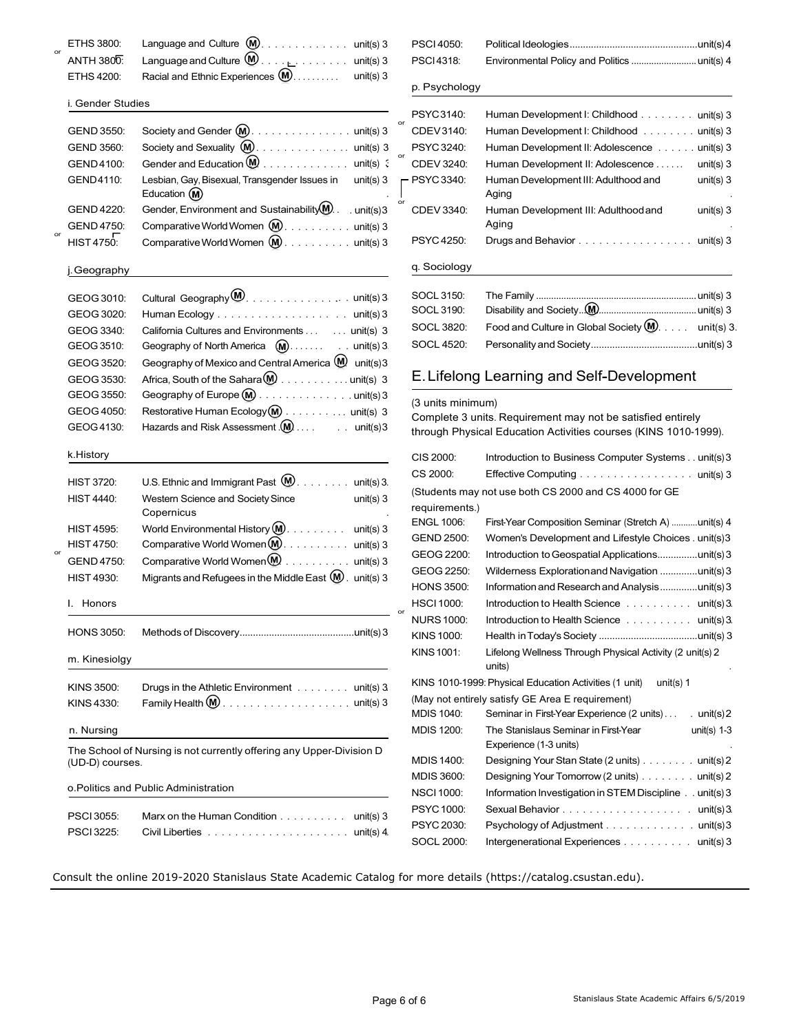| | | |
|---|---|---|
| ETHS 3800: | Language and Culture (M) | unit(s) 3 |
| or ANTH 3800: | Language and Culture (M) | unit(s) 3 |
| ETHS 4200: | Racial and Ethnic Experiences (M) | unit(s) 3 |

### i. Gender Studies

| | | |
|---|---|---|
| GEND 3550: | Society and Gender (M) | unit(s) 3 |
| GEND 3560: | Society and Sexuality (M) | unit(s) 3 |
| GEND 4100: | Gender and Education (M) | unit(s) 3 |
| GEND 4110: | Lesbian, Gay, Bisexual, Transgender Issues in Education (M) | unit(s) 3 |
| GEND 4220: | Gender, Environment and Sustainability (M) | unit(s) 3 |
| GEND 4750: | Comparative World Women (M) | unit(s) 3 |
| or HIST 4750: | Comparative World Women (M) | unit(s) 3 |

### j. Geography

| | | |
|---|---|---|
| GEOG 3010: | Cultural Geography (M) | unit(s) 3 |
| GEOG 3020: | Human Ecology | unit(s) 3 |
| GEOG 3340: | California Cultures and Environments | unit(s) 3 |
| GEOG 3510: | Geography of North America (M) | unit(s) 3 |
| GEOG 3520: | Geography of Mexico and Central America (M) | unit(s) 3 |
| GEOG 3530: | Africa, South of the Sahara (M) | unit(s) 3 |
| GEOG 3550: | Geography of Europe (M) | unit(s) 3 |
| GEOG 4050: | Restorative Human Ecology (M) | unit(s) 3 |
| GEOG 4130: | Hazards and Risk Assessment (M) | unit(s) 3 |

### k. History

| | | |
|---|---|---|
| HIST 3720: | U.S. Ethnic and Immigrant Past (M) | unit(s) 3 |
| HIST 4440: | Western Science and Society Since Copernicus | unit(s) 3 |
| HIST 4595: | World Environmental History (M) | unit(s) 3 |
| HIST 4750: | Comparative World Women (M) | unit(s) 3 |
| or GEND 4750: | Comparative World Women (M) | unit(s) 3 |
| HIST 4930: | Migrants and Refugees in the Middle East (M) | unit(s) 3 |

### l. Honors

| | | |
|---|---|---|
| HONS 3050: | Methods of Discovery | unit(s) 3 |

### m. Kinesiolgy

| | | |
|---|---|---|
| KINS 3500: | Drugs in the Athletic Environment | unit(s) 3 |
| KINS 4330: | Family Health (M) | unit(s) 3 |

### n. Nursing

The School of Nursing is not currently offering any Upper-Division D (UD-D) courses.

### o. Politics and Public Administration

| | | |
|---|---|---|
| PSCI 3055: | Marx on the Human Condition | unit(s) 3 |
| PSCI 3225: | Civil Liberties | unit(s) 4 |
| PSCI 4050: | Political Ideologies | unit(s) 4 |
| PSCI 4318: | Environmental Policy and Politics | unit(s) 4 |

### p. Psychology

| | | |
|---|---|---|
| PSYC 3140: | Human Development I: Childhood | unit(s) 3 |
| or CDEV 3140: | Human Development I: Childhood | unit(s) 3 |
| PSYC 3240: | Human Development II: Adolescence | unit(s) 3 |
| or CDEV 3240: | Human Development II: Adolescence | unit(s) 3 |
| PSYC 3340: | Human Development III: Adulthood and Aging | unit(s) 3 |
| or CDEV 3340: | Human Development III: Adulthood and Aging | unit(s) 3 |
| PSYC 4250: | Drugs and Behavior | unit(s) 3 |

### q. Sociology

| | | |
|---|---|---|
| SOCL 3150: | The Family | unit(s) 3 |
| SOCL 3190: | Disability and Society (M) | unit(s) 3 |
| SOCL 3820: | Food and Culture in Global Society (M) | unit(s) 3 |
| SOCL 4520: | Personality and Society | unit(s) 3 |

## E. Lifelong Learning and Self-Development

(3 units minimum)
Complete 3 units. Requirement may not be satisfied entirely through Physical Education Activities courses (KINS 1010-1999).

| | | |
|---|---|---|
| CIS 2000: | Introduction to Business Computer Systems | unit(s) 3 |
| CS 2000: | Effective Computing | unit(s) 3 |
| (Students may not use both CS 2000 and CS 4000 for GE requirements.) | | |
| ENGL 1006: | First-Year Composition Seminar (Stretch A) | unit(s) 4 |
| GEND 2500: | Women's Development and Lifestyle Choices | unit(s) 3 |
| GEOG 2200: | Introduction to Geospatial Applications | unit(s) 3 |
| GEOG 2250: | Wilderness Exploration and Navigation | unit(s) 3 |
| HONS 3500: | Information and Research and Analysis | unit(s) 3 |
| HSCI 1000: | Introduction to Health Science | unit(s) 3 |
| or NURS 1000: | Introduction to Health Science | unit(s) 3 |
| KINS 1000: | Health in Today's Society | unit(s) 3 |
| KINS 1001: | Lifelong Wellness Through Physical Activity (2 unit(s) units) | unit(s) 2 |
| KINS 1010-1999: | Physical Education Activities (1 unit) | unit(s) 1 |
| (May not entirely satisfy GE Area E requirement) | | |
| MDIS 1040: | Seminar in First-Year Experience (2 units) | unit(s) 2 |
| MDIS 1200: | The Stanislaus Seminar in First-Year Experience (1-3 units) | unit(s) 1-3 |
| MDIS 1400: | Designing Your Stan State (2 units) | unit(s) 2 |
| MDIS 3600: | Designing Your Tomorrow (2 units) | unit(s) 2 |
| NSCI 1000: | Information Investigation in STEM Discipline | unit(s) 3 |
| PSYC 1000: | Sexual Behavior | unit(s) 3 |
| PSYC 2030: | Psychology of Adjustment | unit(s) 3 |
| SOCL 2000: | Intergenerational Experiences | unit(s) 3 |

Consult the online 2019-2020 Stanislaus State Academic Catalog for more details (https://catalog.csustan.edu).